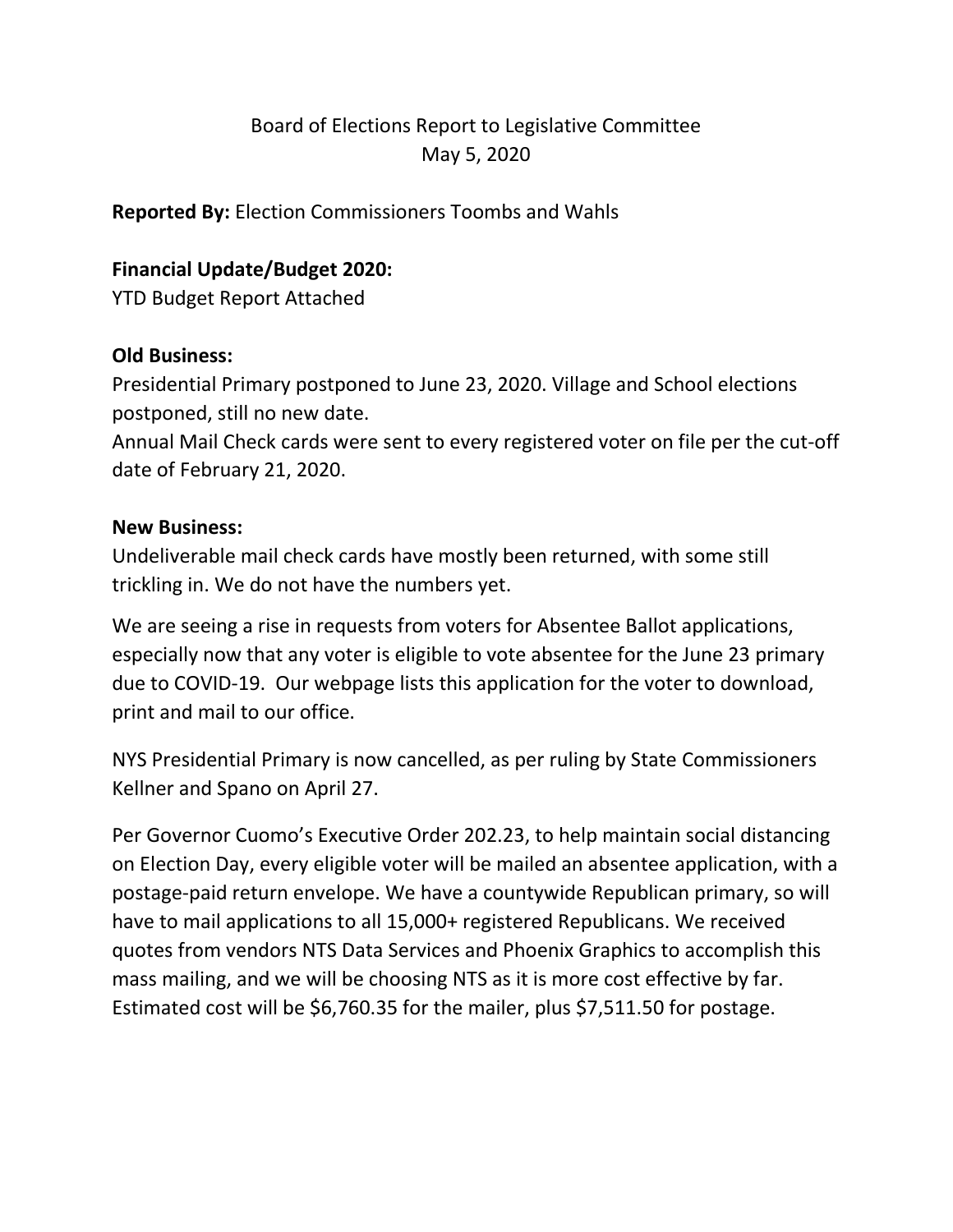# Board of Elections Report to Legislative Committee
May 5, 2020

**Reported By:** Election Commissioners Toombs and Wahls

**Financial Update/Budget 2020:**
YTD Budget Report Attached

**Old Business:**
Presidential Primary postponed to June 23, 2020. Village and School elections postponed, still no new date.
Annual Mail Check cards were sent to every registered voter on file per the cut-off date of February 21, 2020.

**New Business:**
Undeliverable mail check cards have mostly been returned, with some still trickling in. We do not have the numbers yet.

We are seeing a rise in requests from voters for Absentee Ballot applications, especially now that any voter is eligible to vote absentee for the June 23 primary due to COVID-19. Our webpage lists this application for the voter to download, print and mail to our office.

NYS Presidential Primary is now cancelled, as per ruling by State Commissioners Kellner and Spano on April 27.

Per Governor Cuomo's Executive Order 202.23, to help maintain social distancing on Election Day, every eligible voter will be mailed an absentee application, with a postage-paid return envelope. We have a countywide Republican primary, so will have to mail applications to all 15,000+ registered Republicans. We received quotes from vendors NTS Data Services and Phoenix Graphics to accomplish this mass mailing, and we will be choosing NTS as it is more cost effective by far. Estimated cost will be $6,760.35 for the mailer, plus $7,511.50 for postage.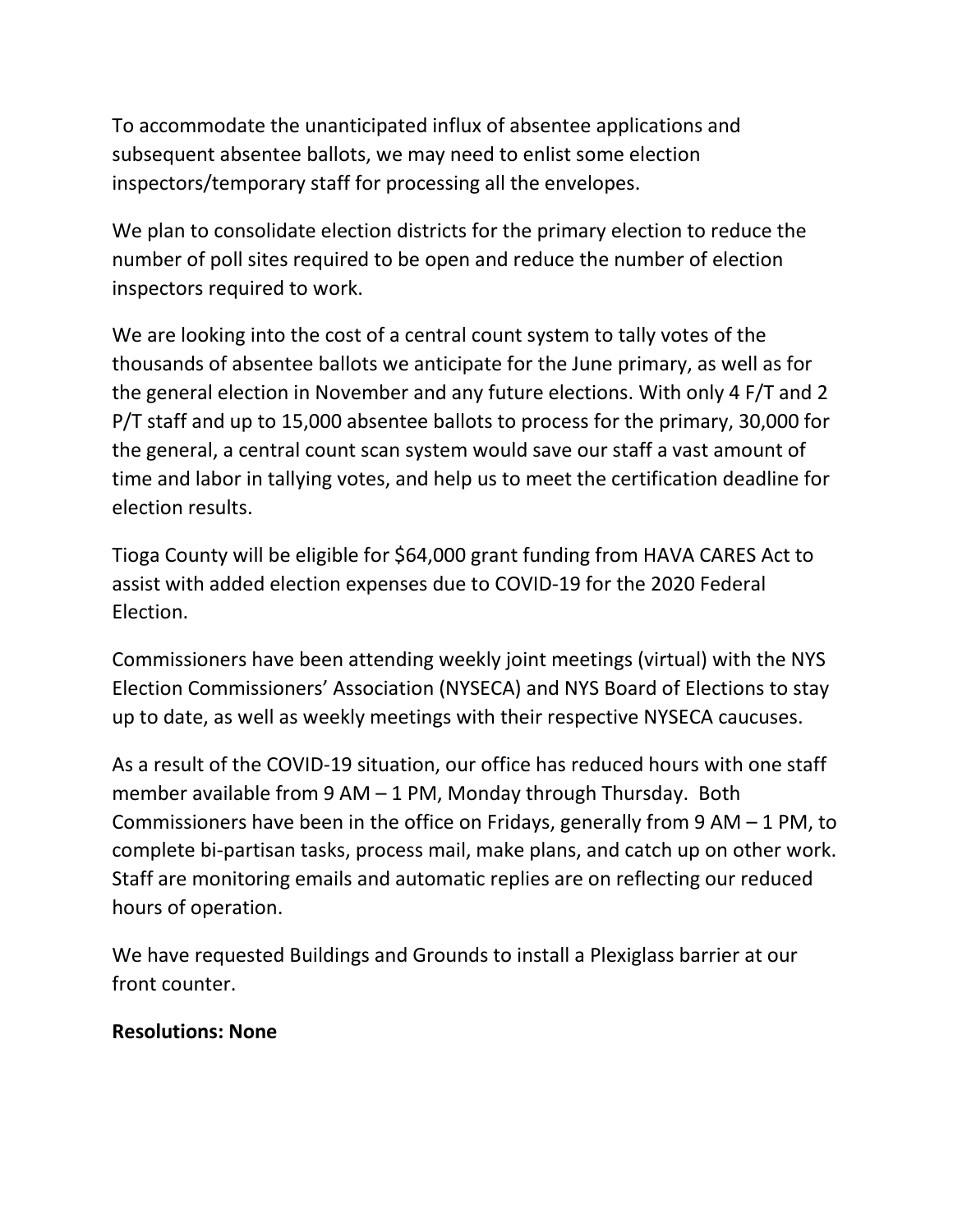To accommodate the unanticipated influx of absentee applications and subsequent absentee ballots, we may need to enlist some election inspectors/temporary staff for processing all the envelopes.

We plan to consolidate election districts for the primary election to reduce the number of poll sites required to be open and reduce the number of election inspectors required to work.

We are looking into the cost of a central count system to tally votes of the thousands of absentee ballots we anticipate for the June primary, as well as for the general election in November and any future elections. With only 4 F/T and 2 P/T staff and up to 15,000 absentee ballots to process for the primary, 30,000 for the general, a central count scan system would save our staff a vast amount of time and labor in tallying votes, and help us to meet the certification deadline for election results.

Tioga County will be eligible for $64,000 grant funding from HAVA CARES Act to assist with added election expenses due to COVID-19 for the 2020 Federal Election.

Commissioners have been attending weekly joint meetings (virtual) with the NYS Election Commissioners' Association (NYSECA) and NYS Board of Elections to stay up to date, as well as weekly meetings with their respective NYSECA caucuses.

As a result of the COVID-19 situation, our office has reduced hours with one staff member available from 9 AM – 1 PM, Monday through Thursday. Both Commissioners have been in the office on Fridays, generally from 9 AM – 1 PM, to complete bi-partisan tasks, process mail, make plans, and catch up on other work. Staff are monitoring emails and automatic replies are on reflecting our reduced hours of operation.

We have requested Buildings and Grounds to install a Plexiglass barrier at our front counter.

**Resolutions: None**